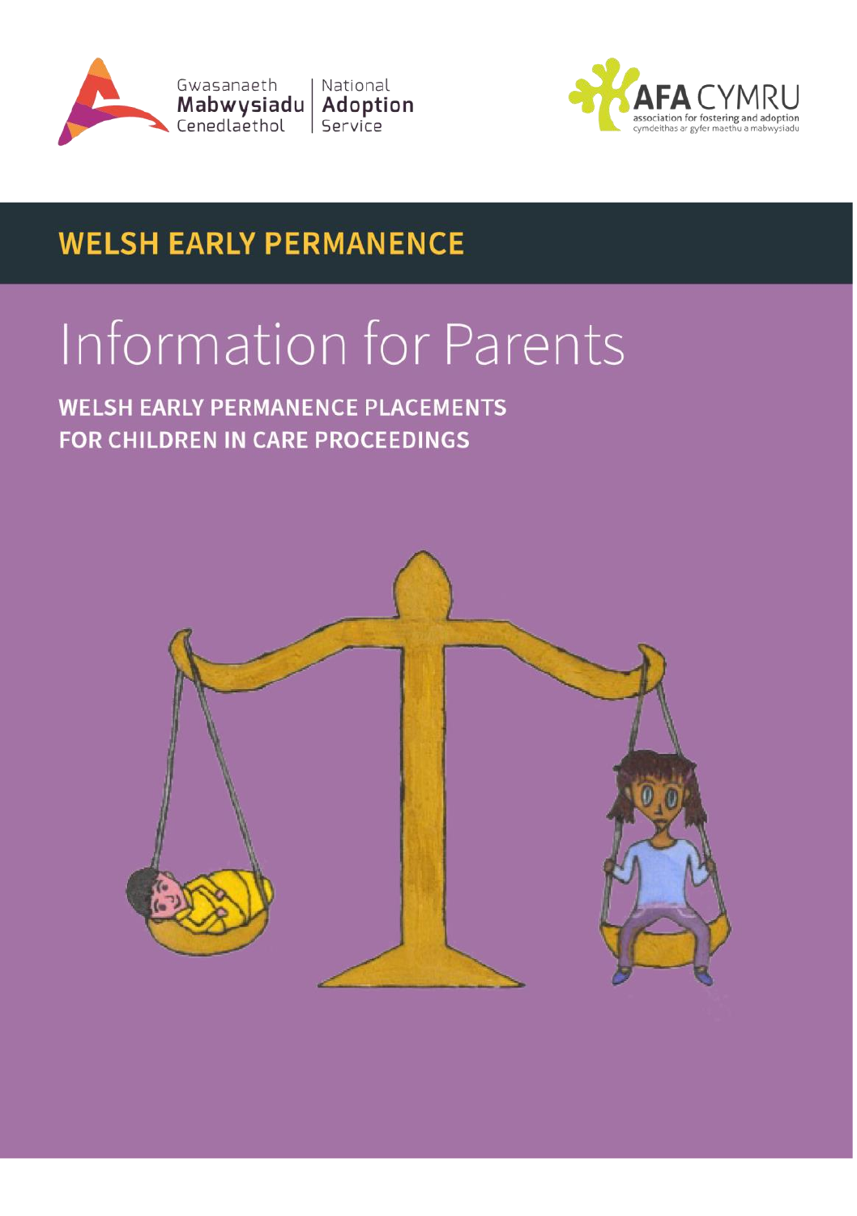Gwasanaeth Mabwysiadu Cenedlaethol | National Adoption Service

AFA CYMRU
association for fostering and adoption
cymdeithas ar gyfer maethu a mabwysiadu

# WELSH EARLY PERMANENCE

# Information for Parents

## WELSH EARLY PERMANENCE PLACEMENTS FOR CHILDREN IN CARE PROCEEDINGS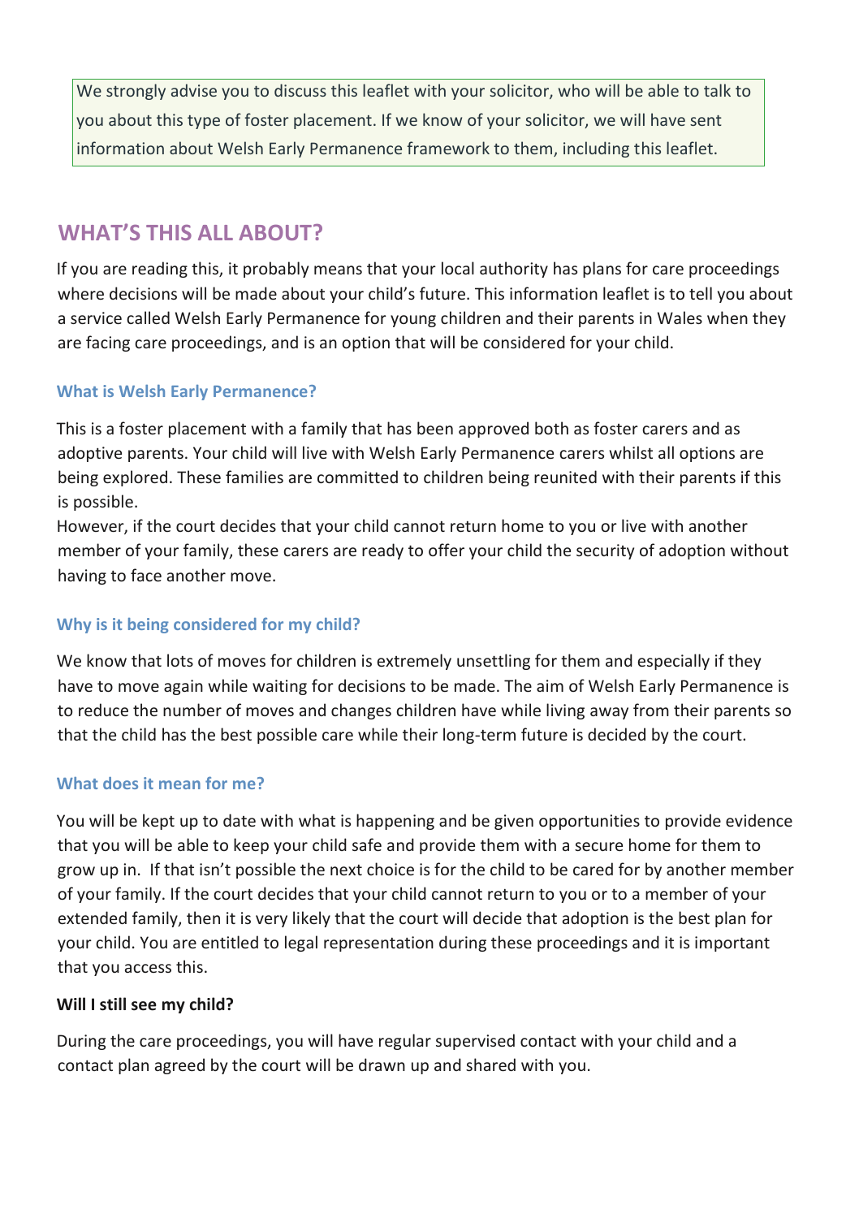We strongly advise you to discuss this leaflet with your solicitor, who will be able to talk to you about this type of foster placement. If we know of your solicitor, we will have sent information about Welsh Early Permanence framework to them, including this leaflet.

## WHAT'S THIS ALL ABOUT?

If you are reading this, it probably means that your local authority has plans for care proceedings where decisions will be made about your child's future. This information leaflet is to tell you about a service called Welsh Early Permanence for young children and their parents in Wales when they are facing care proceedings, and is an option that will be considered for your child.

### What is Welsh Early Permanence?

This is a foster placement with a family that has been approved both as foster carers and as adoptive parents. Your child will live with Welsh Early Permanence carers whilst all options are being explored. These families are committed to children being reunited with their parents if this is possible.

However, if the court decides that your child cannot return home to you or live with another member of your family, these carers are ready to offer your child the security of adoption without having to face another move.

### Why is it being considered for my child?

We know that lots of moves for children is extremely unsettling for them and especially if they have to move again while waiting for decisions to be made. The aim of Welsh Early Permanence is to reduce the number of moves and changes children have while living away from their parents so that the child has the best possible care while their long-term future is decided by the court.

### What does it mean for me?

You will be kept up to date with what is happening and be given opportunities to provide evidence that you will be able to keep your child safe and provide them with a secure home for them to grow up in. If that isn't possible the next choice is for the child to be cared for by another member of your family. If the court decides that your child cannot return to you or to a member of your extended family, then it is very likely that the court will decide that adoption is the best plan for your child. You are entitled to legal representation during these proceedings and it is important that you access this.

**Will I still see my child?**

During the care proceedings, you will have regular supervised contact with your child and a contact plan agreed by the court will be drawn up and shared with you.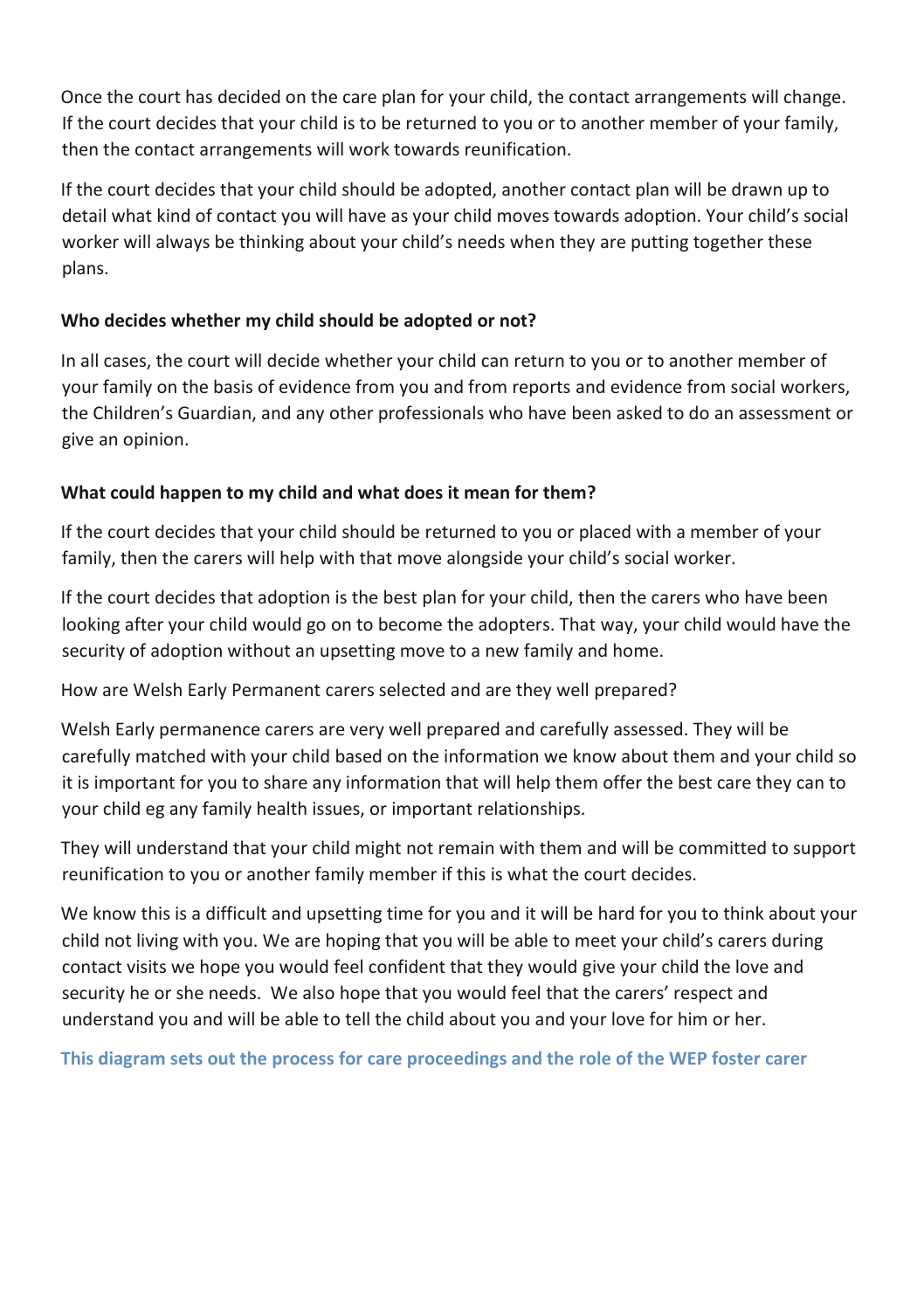Once the court has decided on the care plan for your child, the contact arrangements will change. If the court decides that your child is to be returned to you or to another member of your family, then the contact arrangements will work towards reunification.

If the court decides that your child should be adopted, another contact plan will be drawn up to detail what kind of contact you will have as your child moves towards adoption. Your child's social worker will always be thinking about your child's needs when they are putting together these plans.

**Who decides whether my child should be adopted or not?**

In all cases, the court will decide whether your child can return to you or to another member of your family on the basis of evidence from you and from reports and evidence from social workers, the Children's Guardian, and any other professionals who have been asked to do an assessment or give an opinion.

**What could happen to my child and what does it mean for them?**

If the court decides that your child should be returned to you or placed with a member of your family, then the carers will help with that move alongside your child's social worker.

If the court decides that adoption is the best plan for your child, then the carers who have been looking after your child would go on to become the adopters. That way, your child would have the security of adoption without an upsetting move to a new family and home.

How are Welsh Early Permanent carers selected and are they well prepared?

Welsh Early permanence carers are very well prepared and carefully assessed. They will be carefully matched with your child based on the information we know about them and your child so it is important for you to share any information that will help them offer the best care they can to your child eg any family health issues, or important relationships.

They will understand that your child might not remain with them and will be committed to support reunification to you or another family member if this is what the court decides.

We know this is a difficult and upsetting time for you and it will be hard for you to think about your child not living with you. We are hoping that you will be able to meet your child's carers during contact visits we hope you would feel confident that they would give your child the love and security he or she needs. We also hope that you would feel that the carers' respect and understand you and will be able to tell the child about you and your love for him or her.

**This diagram sets out the process for care proceedings and the role of the WEP foster carer**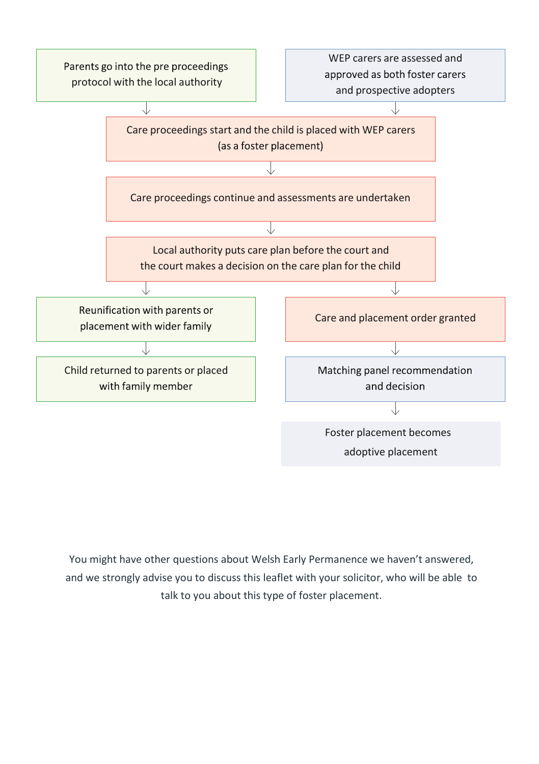Parents go into the pre proceedings protocol with the local authority

WEP carers are assessed and approved as both foster carers and prospective adopters

Care proceedings start and the child is placed with WEP carers (as a foster placement)

Care proceedings continue and assessments are undertaken

Local authority puts care plan before the court and the court makes a decision on the care plan for the child

Reunification with parents or placement with wider family

Child returned to parents or placed with family member

Care and placement order granted

Matching panel recommendation and decision

Foster placement becomes adoptive placement

You might have other questions about Welsh Early Permanence we haven't answered, and we strongly advise you to discuss this leaflet with your solicitor, who will be able to talk to you about this type of foster placement.